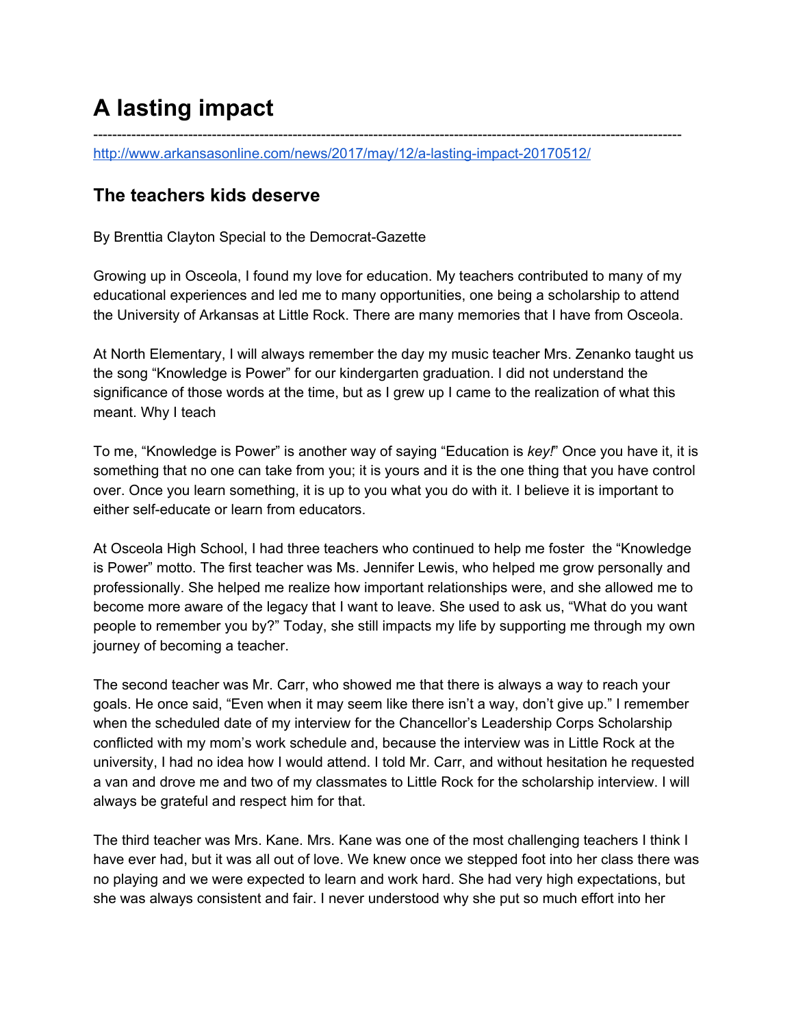# A lasting impact

---

http://www.arkansasonline.com/news/2017/may/12/a-lasting-impact-20170512/

## The teachers kids deserve

By Brenttia Clayton Special to the Democrat-Gazette

Growing up in Osceola, I found my love for education. My teachers contributed to many of my educational experiences and led me to many opportunities, one being a scholarship to attend the University of Arkansas at Little Rock. There are many memories that I have from Osceola.

At North Elementary, I will always remember the day my music teacher Mrs. Zenanko taught us the song "Knowledge is Power" for our kindergarten graduation. I did not understand the significance of those words at the time, but as I grew up I came to the realization of what this meant. Why I teach

To me, "Knowledge is Power" is another way of saying "Education is *key!*" Once you have it, it is something that no one can take from you; it is yours and it is the one thing that you have control over. Once you learn something, it is up to you what you do with it. I believe it is important to either self-educate or learn from educators.

At Osceola High School, I had three teachers who continued to help me foster the "Knowledge is Power" motto. The first teacher was Ms. Jennifer Lewis, who helped me grow personally and professionally. She helped me realize how important relationships were, and she allowed me to become more aware of the legacy that I want to leave. She used to ask us, "What do you want people to remember you by?" Today, she still impacts my life by supporting me through my own journey of becoming a teacher.

The second teacher was Mr. Carr, who showed me that there is always a way to reach your goals. He once said, "Even when it may seem like there isn't a way, don't give up." I remember when the scheduled date of my interview for the Chancellor's Leadership Corps Scholarship conflicted with my mom's work schedule and, because the interview was in Little Rock at the university, I had no idea how I would attend. I told Mr. Carr, and without hesitation he requested a van and drove me and two of my classmates to Little Rock for the scholarship interview. I will always be grateful and respect him for that.

The third teacher was Mrs. Kane. Mrs. Kane was one of the most challenging teachers I think I have ever had, but it was all out of love. We knew once we stepped foot into her class there was no playing and we were expected to learn and work hard. She had very high expectations, but she was always consistent and fair. I never understood why she put so much effort into her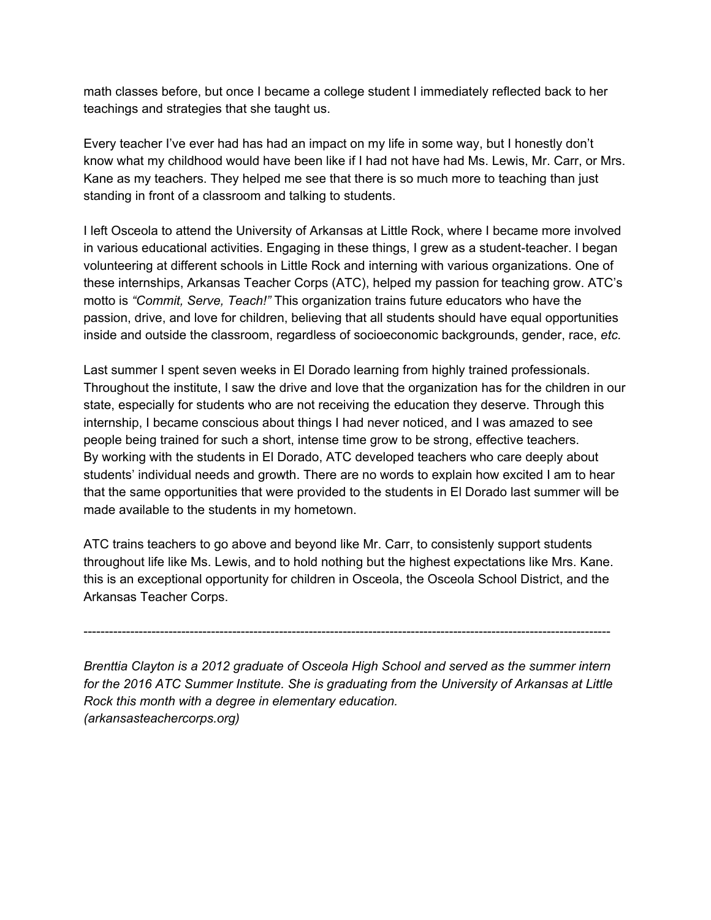math classes before, but once I became a college student I immediately reflected back to her teachings and strategies that she taught us.

Every teacher I've ever had has had an impact on my life in some way, but I honestly don't know what my childhood would have been like if I had not have had Ms. Lewis, Mr. Carr, or Mrs. Kane as my teachers. They helped me see that there is so much more to teaching than just standing in front of a classroom and talking to students.

I left Osceola to attend the University of Arkansas at Little Rock, where I became more involved in various educational activities. Engaging in these things, I grew as a student-teacher. I began volunteering at different schools in Little Rock and interning with various organizations. One of these internships, Arkansas Teacher Corps (ATC), helped my passion for teaching grow. ATC's motto is *"Commit, Serve, Teach!"* This organization trains future educators who have the passion, drive, and love for children, believing that all students should have equal opportunities inside and outside the classroom, regardless of socioeconomic backgrounds, gender, race, *etc.*

Last summer I spent seven weeks in El Dorado learning from highly trained professionals. Throughout the institute, I saw the drive and love that the organization has for the children in our state, especially for students who are not receiving the education they deserve. Through this internship, I became conscious about things I had never noticed, and I was amazed to see people being trained for such a short, intense time grow to be strong, effective teachers. By working with the students in El Dorado, ATC developed teachers who care deeply about students' individual needs and growth. There are no words to explain how excited I am to hear that the same opportunities that were provided to the students in El Dorado last summer will be made available to the students in my hometown.

ATC trains teachers to go above and beyond like Mr. Carr, to consistenly support students throughout life like Ms. Lewis, and to hold nothing but the highest expectations like Mrs. Kane. this is an exceptional opportunity for children in Osceola, the Osceola School District, and the Arkansas Teacher Corps.

---

*Brenttia Clayton is a 2012 graduate of Osceola High School and served as the summer intern for the 2016 ATC Summer Institute. She is graduating from the University of Arkansas at Little Rock this month with a degree in elementary education. (arkansasteachercorps.org)*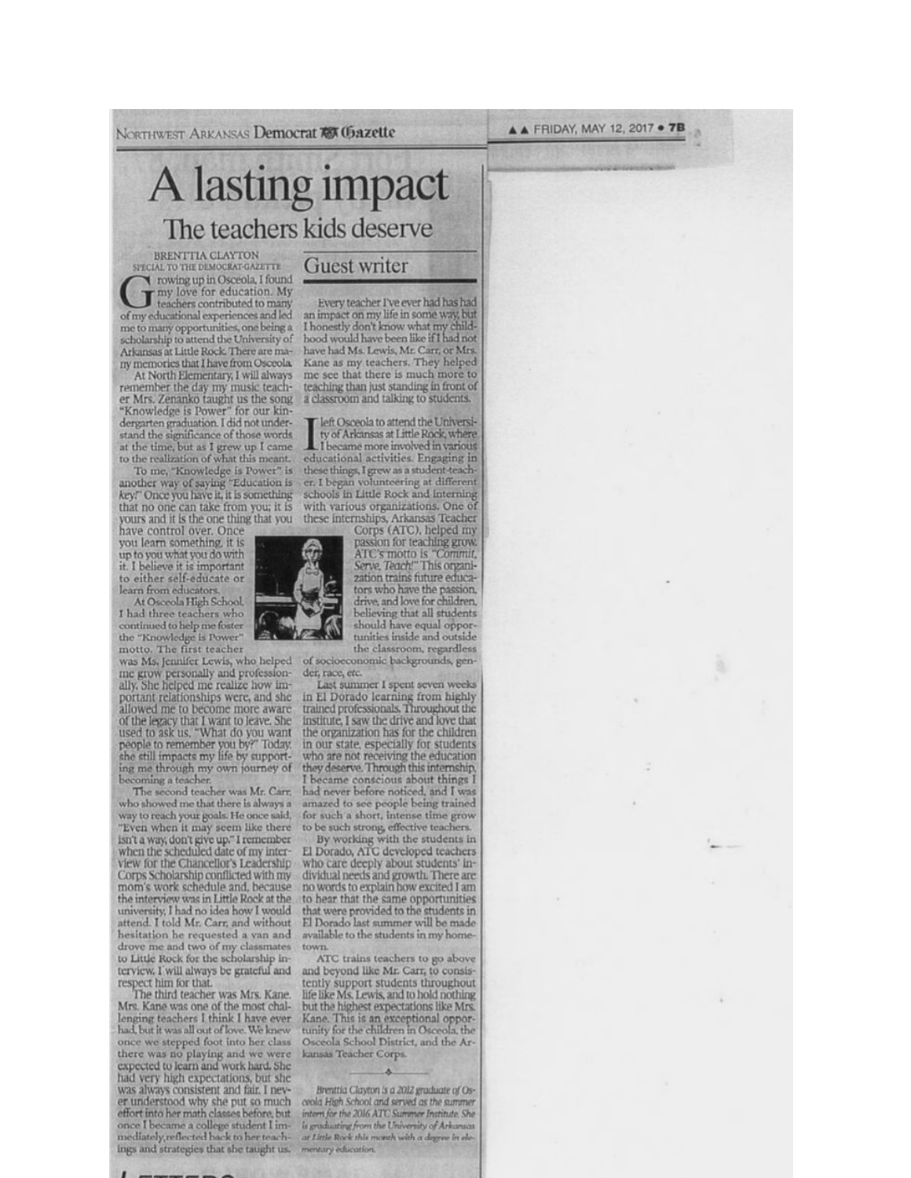# A lasting impact

## The teachers kids deserve

BRENTTIA CLAYTON
SPECIAL TO THE DEMOCRAT-GAZETTE

### Guest writer

Growing up in Osceola, I found my love for education. My teachers contributed to many of my educational experiences and led me to many opportunities, one being a scholarship to attend the University of Arkansas at Little Rock. There are many memories that I have from Osceola.

At North Elementary, I will always remember the day my music teacher Mrs. Zenanko taught us the song "Knowledge is Power" for our kindergarten graduation. I did not understand the significance of those words at the time, but as I grew up I came to the realization of what this meant.

To me, "Knowledge is Power" is another way of saying "Education is key!" Once you have it, it is something that no one can take from you; it is yours and it is the one thing that you have control over. Once you learn something, it is up to you what you do with it. I believe it is important to either self-educate or learn from educators.

At Osceola High School, I had three teachers who continued to help me foster the "Knowledge is Power" motto. The first teacher was Ms. Jennifer Lewis, who helped me grow personally and professionally. She helped me realize how important relationships were, and she allowed me to become more aware of the legacy that I want to leave. She used to ask us, "What do you want people to remember you by?" Today, she still impacts my life by supporting me through my own journey of becoming a teacher.

The second teacher was Mr. Carr, who showed me that there is always a way to reach your goals. He once said, "Even when it may seem like there isn't a way, don't give up." I remember when the scheduled date of my interview for the Chancellor's Leadership Corps Scholarship conflicted with my mom's work schedule and, because the interview was in Little Rock at the university, I had no idea how I would attend. I told Mr. Carr, and without hesitation he requested a van and drove me and two of my classmates to Little Rock for the scholarship interview. I will always be grateful and respect him for that.

The third teacher was Mrs. Kane. Mrs. Kane was one of the most challenging teachers I think I have ever had, but it was all out of love. We knew once we stepped foot into her class there was no playing and we were expected to learn and work hard. She had very high expectations, but she was always consistent and fair. I never understood why she put so much effort into her math classes before, but once I became a college student I immediately reflected back to her teachings and strategies that she taught us.

Every teacher I've ever had has had an impact on my life in some way, but I honestly don't know what my childhood would have been like if I had not have had Ms. Lewis, Mr. Carr, or Mrs. Kane as my teachers. They helped me see that there is much more to teaching than just standing in front of a classroom and talking to students.

I left Osceola to attend the University of Arkansas at Little Rock, where I became more involved in various educational activities. Engaging in these things, I grew as a student-teacher. I began volunteering at different schools in Little Rock and interning with various organizations. One of these internships, Arkansas Teacher Corps (ATC), helped my passion for teaching grow. ATC's motto is *"Commit, Serve, Teach!"* This organization trains future educators who have the passion, drive, and love for children, believing that all students should have equal opportunities inside and outside the classroom, regardless of socioeconomic backgrounds, gender, race, etc.

Last summer I spent seven weeks in El Dorado learning from highly trained professionals. Throughout the institute, I saw the drive and love that the organization has for the children in our state, especially for students who are not receiving the education they deserve. Through this internship, I became conscious about things I had never before noticed, and I was amazed to see people being trained for such a short, intense time grow to be such strong, effective teachers.

By working with the students in El Dorado, ATC developed teachers who care deeply about students' individual needs and growth. There are no words to explain how excited I am to hear that the same opportunities that were provided to the students in El Dorado last summer will be made available to the students in my hometown.

ATC trains teachers to go above and beyond like Mr. Carr, to consistently support students throughout life like Ms. Lewis, and to hold nothing but the highest expectations like Mrs. Kane. This is an exceptional opportunity for the children in Osceola, the Osceola School District, and the Arkansas Teacher Corps.

*Brenttia Clayton is a 2012 graduate of Osceola High School and served as the summer intern for the 2016 ATC Summer Institute. She is graduating from the University of Arkansas at Little Rock this month with a degree in elementary education.*